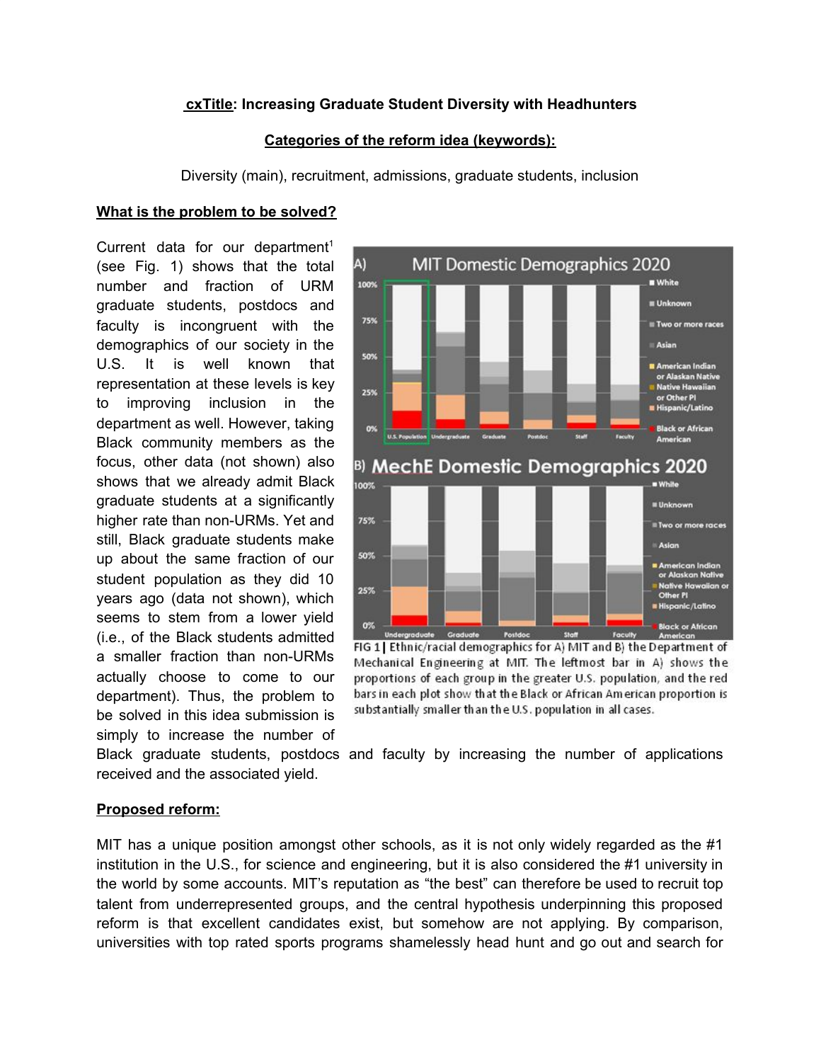**cxTitle: Increasing Graduate Student Diversity with Headhunters**

**Categories of the reform idea (keywords):**

Diversity (main), recruitment, admissions, graduate students, inclusion

**What is the problem to be solved?**

Current data for our department[1] (see Fig. 1) shows that the total number and fraction of URM graduate students, postdocs and faculty is incongruent with the demographics of our society in the U.S. It is well known that representation at these levels is key to improving inclusion in the department as well. However, taking Black community members as the focus, other data (not shown) also shows that we already admit Black graduate students at a significantly higher rate than non-URMs. Yet and still, Black graduate students make up about the same fraction of our student population as they did 10 years ago (data not shown), which seems to stem from a lower yield (i.e., of the Black students admitted a smaller fraction than non-URMs actually choose to come to our department). Thus, the problem to be solved in this idea submission is simply to increase the number of Black graduate students, postdocs and faculty by increasing the number of applications received and the associated yield.

FIG 1 | Ethnic/racial demographics for A) MIT and B) the Department of Mechanical Engineering at MIT. The leftmost bar in A) shows the proportions of each group in the greater U.S. population, and the red bars in each plot show that the Black or African American proportion is substantially smaller than the U.S. population in all cases.

**Proposed reform:**

MIT has a unique position amongst other schools, as it is not only widely regarded as the #1 institution in the U.S., for science and engineering, but it is also considered the #1 university in the world by some accounts. MIT's reputation as "the best" can therefore be used to recruit top talent from underrepresented groups, and the central hypothesis underpinning this proposed reform is that excellent candidates exist, but somehow are not applying. By comparison, universities with top rated sports programs shamelessly head hunt and go out and search for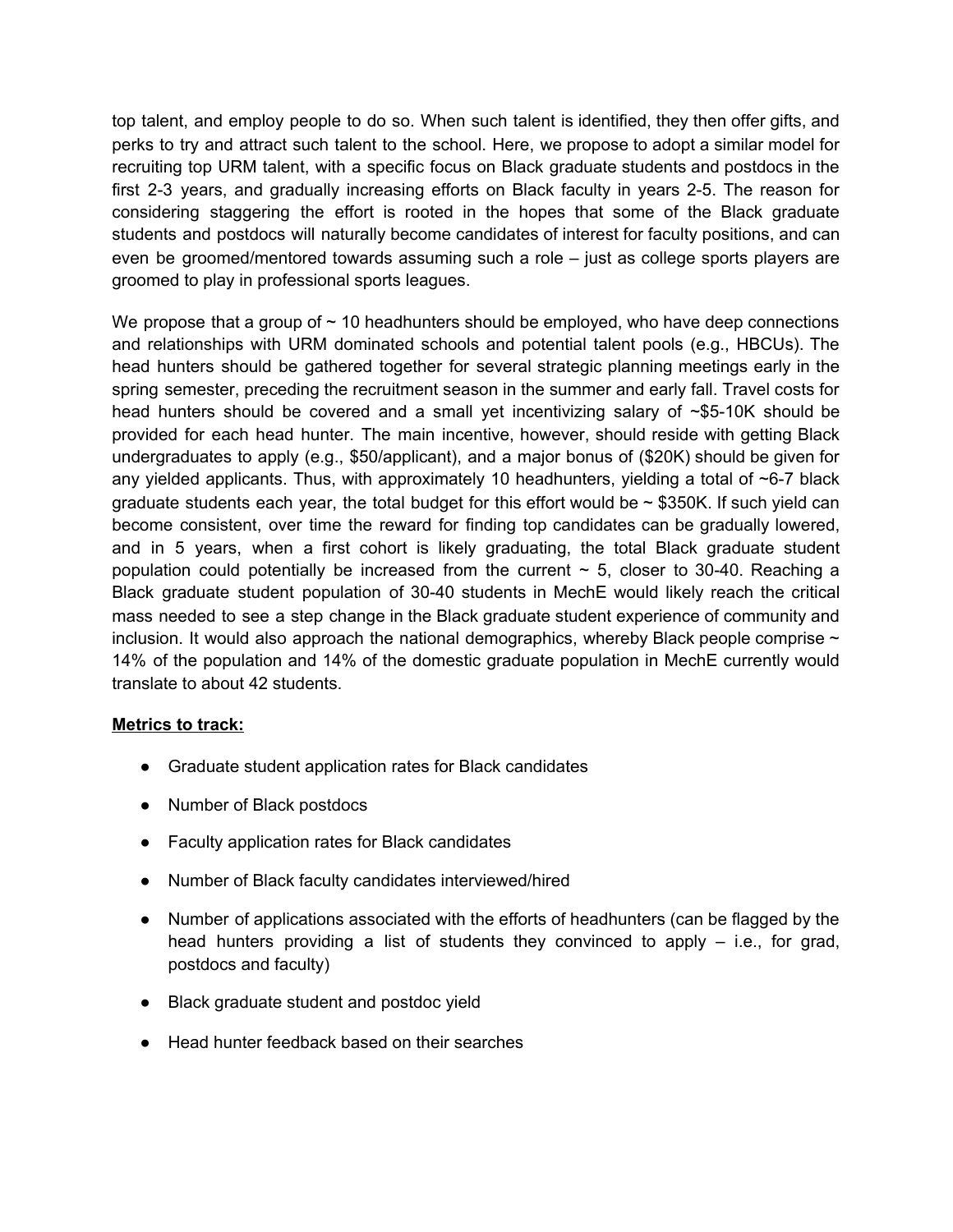top talent, and employ people to do so. When such talent is identified, they then offer gifts, and perks to try and attract such talent to the school. Here, we propose to adopt a similar model for recruiting top URM talent, with a specific focus on Black graduate students and postdocs in the first 2-3 years, and gradually increasing efforts on Black faculty in years 2-5. The reason for considering staggering the effort is rooted in the hopes that some of the Black graduate students and postdocs will naturally become candidates of interest for faculty positions, and can even be groomed/mentored towards assuming such a role – just as college sports players are groomed to play in professional sports leagues.

We propose that a group of ~ 10 headhunters should be employed, who have deep connections and relationships with URM dominated schools and potential talent pools (e.g., HBCUs). The head hunters should be gathered together for several strategic planning meetings early in the spring semester, preceding the recruitment season in the summer and early fall. Travel costs for head hunters should be covered and a small yet incentivizing salary of ~$5-10K should be provided for each head hunter. The main incentive, however, should reside with getting Black undergraduates to apply (e.g., $50/applicant), and a major bonus of ($20K) should be given for any yielded applicants. Thus, with approximately 10 headhunters, yielding a total of ~6-7 black graduate students each year, the total budget for this effort would be ~ $350K. If such yield can become consistent, over time the reward for finding top candidates can be gradually lowered, and in 5 years, when a first cohort is likely graduating, the total Black graduate student population could potentially be increased from the current ~ 5, closer to 30-40. Reaching a Black graduate student population of 30-40 students in MechE would likely reach the critical mass needed to see a step change in the Black graduate student experience of community and inclusion. It would also approach the national demographics, whereby Black people comprise ~ 14% of the population and 14% of the domestic graduate population in MechE currently would translate to about 42 students.

**Metrics to track:**

- Graduate student application rates for Black candidates
- Number of Black postdocs
- Faculty application rates for Black candidates
- Number of Black faculty candidates interviewed/hired
- Number of applications associated with the efforts of headhunters (can be flagged by the head hunters providing a list of students they convinced to apply – i.e., for grad, postdocs and faculty)
- Black graduate student and postdoc yield
- Head hunter feedback based on their searches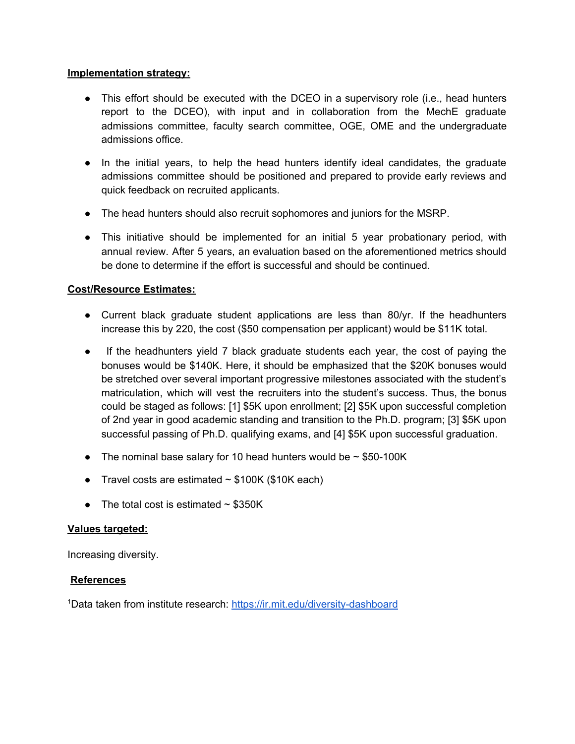**Implementation strategy:**

- This effort should be executed with the DCEO in a supervisory role (i.e., head hunters report to the DCEO), with input and in collaboration from the MechE graduate admissions committee, faculty search committee, OGE, OME and the undergraduate admissions office.

- In the initial years, to help the head hunters identify ideal candidates, the graduate admissions committee should be positioned and prepared to provide early reviews and quick feedback on recruited applicants.

- The head hunters should also recruit sophomores and juniors for the MSRP.

- This initiative should be implemented for an initial 5 year probationary period, with annual review. After 5 years, an evaluation based on the aforementioned metrics should be done to determine if the effort is successful and should be continued.

**Cost/Resource Estimates:**

- Current black graduate student applications are less than 80/yr. If the headhunters increase this by 220, the cost ($50 compensation per applicant) would be $11K total.

- If the headhunters yield 7 black graduate students each year, the cost of paying the bonuses would be $140K. Here, it should be emphasized that the $20K bonuses would be stretched over several important progressive milestones associated with the student's matriculation, which will vest the recruiters into the student's success. Thus, the bonus could be staged as follows: [1] $5K upon enrollment; [2] $5K upon successful completion of 2nd year in good academic standing and transition to the Ph.D. program; [3] $5K upon successful passing of Ph.D. qualifying exams, and [4] $5K upon successful graduation.

- The nominal base salary for 10 head hunters would be ~ $50-100K

- Travel costs are estimated ~ $100K ($10K each)

- The total cost is estimated ~ $350K

**Values targeted:**

Increasing diversity.

**References**

[1] Data taken from institute research: https://ir.mit.edu/diversity-dashboard